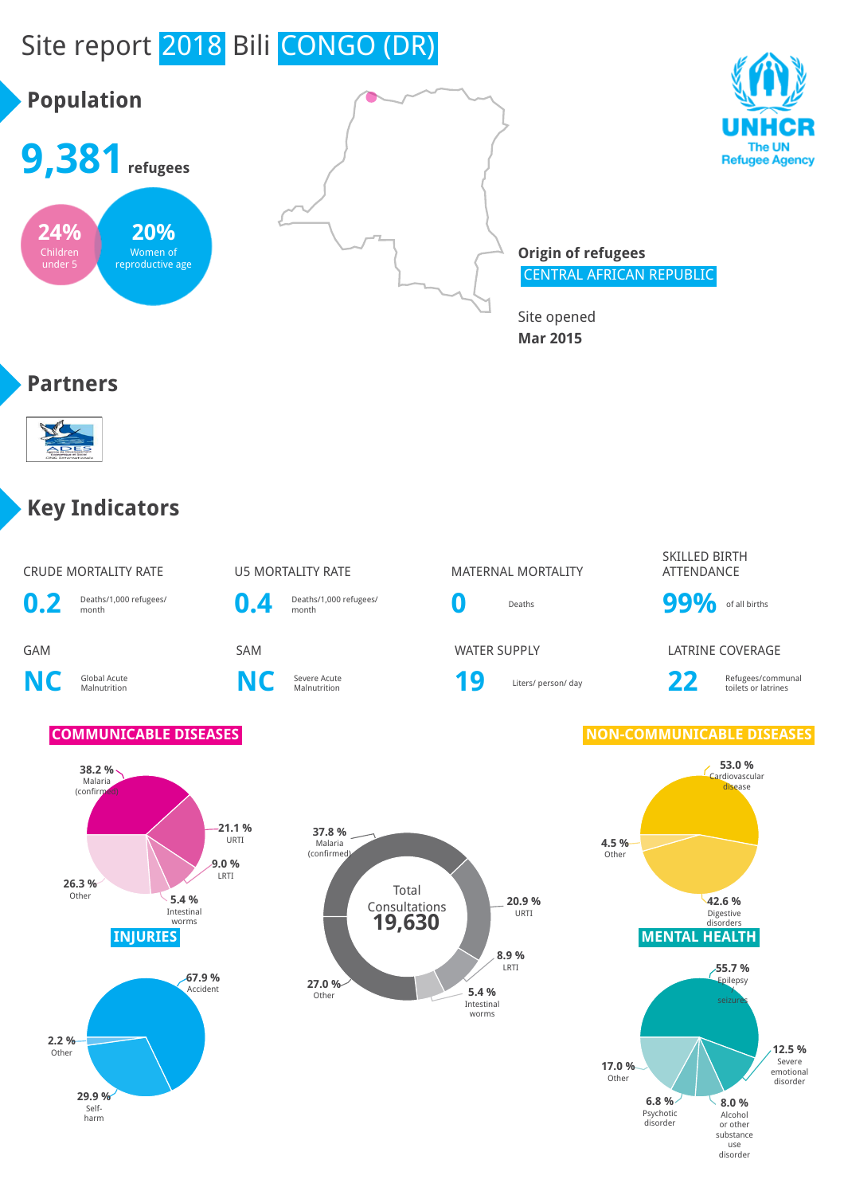# Site report 2018 Bili CONGO (DR)

## Population

**9,381** refugees

**24%** Children under 5

**20%** Women of reproductive age

**Origin of refugees**
CENTRAL AFRICAN REPUBLIC

Site opened
**Mar 2015**

## Partners

## Key Indicators

| CRUDE MORTALITY RATE | U5 MORTALITY RATE | MATERNAL MORTALITY | SKILLED BIRTH ATTENDANCE |
|---|---|---|---|
| **0.2** Deaths/1,000 refugees/ month | **0.4** Deaths/1,000 refugees/ month | **0** Deaths | **99%** of all births |

| GAM | SAM | WATER SUPPLY | LATRINE COVERAGE |
|---|---|---|---|
| **NC** Global Acute Malnutrition | **NC** Severe Acute Malnutrition | **19** Liters/ person/ day | **22** Refugees/communal toilets or latrines |

### COMMUNICABLE DISEASES

- 38.2 % Malaria (confirmed)
- 21.1 % URTI
- 9.0 % LRTI
- 5.4 % Intestinal worms
- 26.3 % Other

### Total Consultations 19,630

- 37.8 % Malaria (confirmed)
- 20.9 % URTI
- 8.9 % LRTI
- 5.4 % Intestinal worms
- 27.0 % Other

### NON-COMMUNICABLE DISEASES

- 53.0 % Cardiovascular disease
- 42.6 % Digestive disorders
- 4.5 % Other

### INJURIES

- 67.9 % Accident
- 29.9 % Self-harm
- 2.2 % Other

### MENTAL HEALTH

- 55.7 % Epilepsy seizures
- 12.5 % Severe emotional disorder
- 8.0 % Alcohol or other substance use disorder
- 6.8 % Psychotic disorder
- 17.0 % Other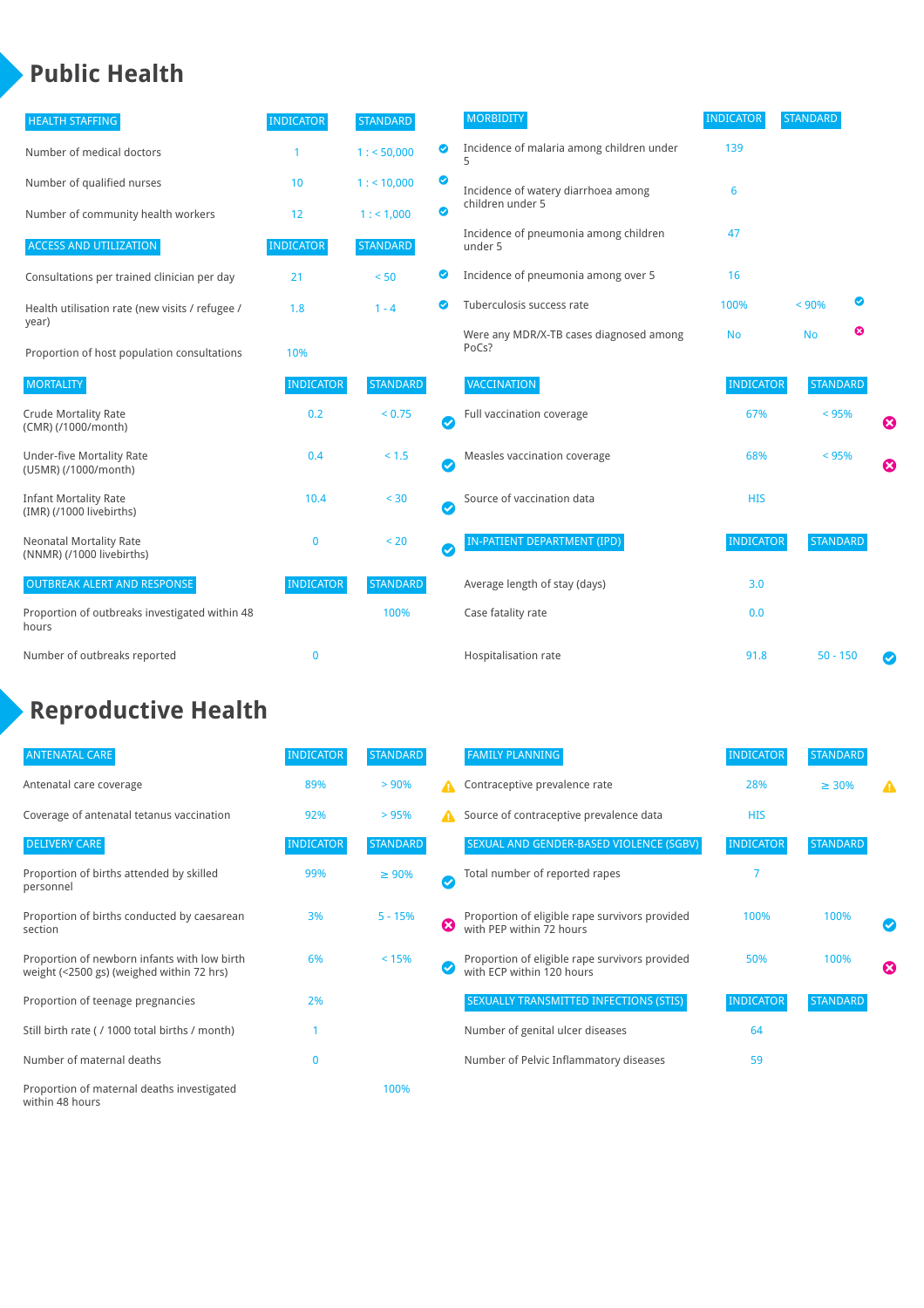# Public Health

| HEALTH STAFFING | INDICATOR | STANDARD | |
|---|---|---|---|
| Number of medical doctors | 1 | 1 : < 50,000 | ✔ |
| Number of qualified nurses | 10 | 1 : < 10,000 | ✔ |
| Number of community health workers | 12 | 1 : < 1,000 | ✔ |

| ACCESS AND UTILIZATION | INDICATOR | STANDARD | |
|---|---|---|---|
| Consultations per trained clinician per day | 21 | < 50 | ✔ |
| Health utilisation rate (new visits / refugee / year) | 1.8 | 1 - 4 | ✔ |
| Proportion of host population consultations | 10% | | |

| MORTALITY | INDICATOR | STANDARD | |
|---|---|---|---|
| Crude Mortality Rate (CMR) (/1000/month) | 0.2 | < 0.75 | ✔ |
| Under-five Mortality Rate (U5MR) (/1000/month) | 0.4 | < 1.5 | ✔ |
| Infant Mortality Rate (IMR) (/1000 livebirths) | 10.4 | < 30 | ✔ |
| Neonatal Mortality Rate (NNMR) (/1000 livebirths) | 0 | < 20 | ✔ |

| OUTBREAK ALERT AND RESPONSE | INDICATOR | STANDARD |
|---|---|---|
| Proportion of outbreaks investigated within 48 hours | | 100% |
| Number of outbreaks reported | 0 | |

| MORBIDITY | INDICATOR | STANDARD | |
|---|---|---|---|
| Incidence of malaria among children under 5 | 139 | | |
| Incidence of watery diarrhoea among children under 5 | 6 | | |
| Incidence of pneumonia among children under 5 | 47 | | |
| Incidence of pneumonia among over 5 | 16 | | |
| Tuberculosis success rate | 100% | < 90% | ✔ |
| Were any MDR/X-TB cases diagnosed among PoCs? | No | No | ✖ |

| VACCINATION | INDICATOR | STANDARD | |
|---|---|---|---|
| Full vaccination coverage | 67% | < 95% | ✖ |
| Measles vaccination coverage | 68% | < 95% | ✖ |
| Source of vaccination data | HIS | | |

| IN-PATIENT DEPARTMENT (IPD) | INDICATOR | STANDARD | |
|---|---|---|---|
| Average length of stay (days) | 3.0 | | |
| Case fatality rate | 0.0 | | |
| Hospitalisation rate | 91.8 | 50 - 150 | ✔ |

# Reproductive Health

| ANTENATAL CARE | INDICATOR | STANDARD | |
|---|---|---|---|
| Antenatal care coverage | 89% | > 90% | ⚠ |
| Coverage of antenatal tetanus vaccination | 92% | > 95% | ⚠ |

| DELIVERY CARE | INDICATOR | STANDARD | |
|---|---|---|---|
| Proportion of births attended by skilled personnel | 99% | ≥ 90% | ✔ |
| Proportion of births conducted by caesarean section | 3% | 5 - 15% | ✖ |
| Proportion of newborn infants with low birth weight (<2500 gs) (weighed within 72 hrs) | 6% | < 15% | ✔ |
| Proportion of teenage pregnancies | 2% | | |
| Still birth rate ( / 1000 total births / month) | 1 | | |
| Number of maternal deaths | 0 | | |
| Proportion of maternal deaths investigated within 48 hours | | 100% | |

| FAMILY PLANNING | INDICATOR | STANDARD | |
|---|---|---|---|
| Contraceptive prevalence rate | 28% | ≥ 30% | ⚠ |
| Source of contraceptive prevalence data | HIS | | |

| SEXUAL AND GENDER-BASED VIOLENCE (SGBV) | INDICATOR | STANDARD | |
|---|---|---|---|
| Total number of reported rapes | 7 | | |
| Proportion of eligible rape survivors provided with PEP within 72 hours | 100% | 100% | ✔ |
| Proportion of eligible rape survivors provided with ECP within 120 hours | 50% | 100% | ✖ |

| SEXUALLY TRANSMITTED INFECTIONS (STIS) | INDICATOR | STANDARD |
|---|---|---|
| Number of genital ulcer diseases | 64 | |
| Number of Pelvic Inflammatory diseases | 59 | |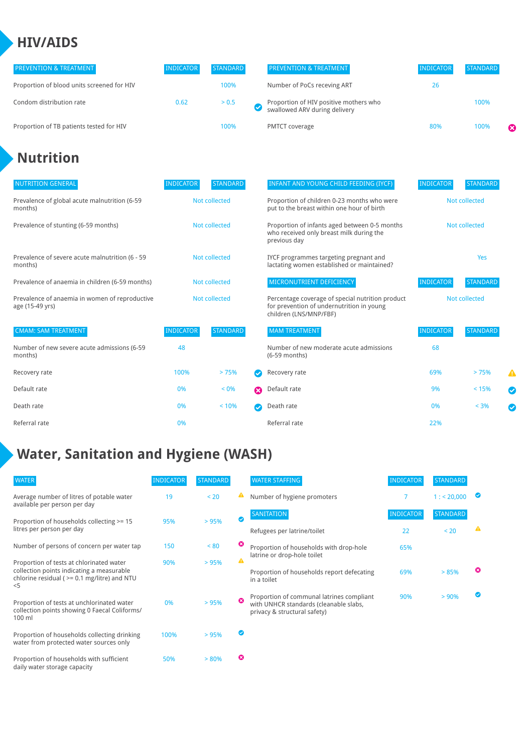# HIV/AIDS

| PREVENTION & TREATMENT | INDICATOR | STANDARD | |
|---|---|---|---|
| Proportion of blood units screened for HIV | | 100% | |
| Condom distribution rate | 0.62 | > 0.5 | ✔ |
| Proportion of TB patients tested for HIV | | 100% | |

| PREVENTION & TREATMENT | INDICATOR | STANDARD | |
|---|---|---|---|
| Number of PoCs receving ART | 26 | | |
| Proportion of HIV positive mothers who swallowed ARV during delivery | | 100% | |
| PMTCT coverage | 80% | 100% | ✖ |

# Nutrition

| NUTRITION GENERAL | INDICATOR | STANDARD |
|---|---|---|
| Prevalence of global acute malnutrition (6-59 months) | Not collected | |
| Prevalence of stunting (6-59 months) | Not collected | |
| Prevalence of severe acute malnutrition (6 - 59 months) | Not collected | |
| Prevalence of anaemia in children (6-59 months) | Not collected | |
| Prevalence of anaemia in women of reproductive age (15-49 yrs) | Not collected | |

| INFANT AND YOUNG CHILD FEEDING (IYCF) | INDICATOR | STANDARD |
|---|---|---|
| Proportion of children 0-23 months who were put to the breast within one hour of birth | Not collected | |
| Proportion of infants aged between 0-5 months who received only breast milk during the previous day | Not collected | |
| IYCF programmes targeting pregnant and lactating women established or maintained? | | Yes |

| MICRONUTRIENT DEFICIENCY | INDICATOR | STANDARD |
|---|---|---|
| Percentage coverage of special nutrition product for prevention of undernutrition in young children (LNS/MNP/FBF) | Not collected | |

| CMAM: SAM TREATMENT | INDICATOR | STANDARD | |
|---|---|---|---|
| Number of new severe acute admissions (6-59 months) | 48 | | |
| Recovery rate | 100% | > 75% | ✔ |
| Default rate | 0% | < 0% | ✖ |
| Death rate | 0% | < 10% | ✔ |
| Referral rate | 0% | | |

| MAM TREATMENT | INDICATOR | STANDARD | |
|---|---|---|---|
| Number of new moderate acute admissions (6-59 months) | 68 | | |
| Recovery rate | 69% | > 75% | ⚠ |
| Default rate | 9% | < 15% | ✔ |
| Death rate | 0% | < 3% | ✔ |
| Referral rate | 22% | | |

# Water, Sanitation and Hygiene (WASH)

| WATER | INDICATOR | STANDARD | |
|---|---|---|---|
| Average number of litres of potable water available per person per day | 19 | < 20 | ⚠ |
| Proportion of households collecting >= 15 litres per person per day | 95% | > 95% | ✔ |
| Number of persons of concern per water tap | 150 | < 80 | ✖ |
| Proportion of tests at chlorinated water collection points indicating a measurable chlorine residual ( >= 0.1 mg/litre) and NTU <5 | 90% | > 95% | ⚠ |
| Proportion of tests at unchlorinated water collection points showing 0 Faecal Coliforms/ 100 ml | 0% | > 95% | ✖ |
| Proportion of households collecting drinking water from protected water sources only | 100% | > 95% | ✔ |
| Proportion of households with sufficient daily water storage capacity | 50% | > 80% | ✖ |

| WATER STAFFING | INDICATOR | STANDARD | |
|---|---|---|---|
| Number of hygiene promoters | 7 | 1 : < 20,000 | ✔ |

| SANITATION | INDICATOR | STANDARD | |
|---|---|---|---|
| Refugees per latrine/toilet | 22 | < 20 | ⚠ |
| Proportion of households with drop-hole latrine or drop-hole toilet | 65% | | |
| Proportion of households report defecating in a toilet | 69% | > 85% | ✖ |
| Proportion of communal latrines compliant with UNHCR standards (cleanable slabs, privacy & structural safety) | 90% | > 90% | ✔ |